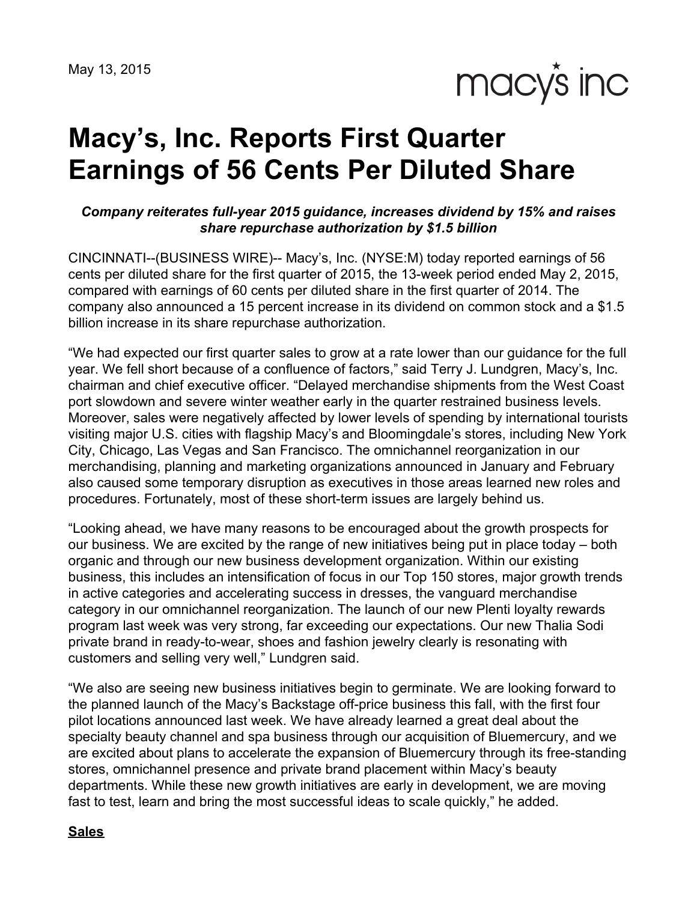May 13, 2015

macy's inc

# Macy's, Inc. Reports First Quarter Earnings of 56 Cents Per Diluted Share

***Company reiterates full-year 2015 guidance, increases dividend by 15% and raises share repurchase authorization by $1.5 billion***

CINCINNATI--(BUSINESS WIRE)-- Macy's, Inc. (NYSE:M) today reported earnings of 56 cents per diluted share for the first quarter of 2015, the 13-week period ended May 2, 2015, compared with earnings of 60 cents per diluted share in the first quarter of 2014. The company also announced a 15 percent increase in its dividend on common stock and a $1.5 billion increase in its share repurchase authorization.

"We had expected our first quarter sales to grow at a rate lower than our guidance for the full year. We fell short because of a confluence of factors," said Terry J. Lundgren, Macy's, Inc. chairman and chief executive officer. "Delayed merchandise shipments from the West Coast port slowdown and severe winter weather early in the quarter restrained business levels. Moreover, sales were negatively affected by lower levels of spending by international tourists visiting major U.S. cities with flagship Macy's and Bloomingdale's stores, including New York City, Chicago, Las Vegas and San Francisco. The omnichannel reorganization in our merchandising, planning and marketing organizations announced in January and February also caused some temporary disruption as executives in those areas learned new roles and procedures. Fortunately, most of these short-term issues are largely behind us.

"Looking ahead, we have many reasons to be encouraged about the growth prospects for our business. We are excited by the range of new initiatives being put in place today – both organic and through our new business development organization. Within our existing business, this includes an intensification of focus in our Top 150 stores, major growth trends in active categories and accelerating success in dresses, the vanguard merchandise category in our omnichannel reorganization. The launch of our new Plenti loyalty rewards program last week was very strong, far exceeding our expectations. Our new Thalia Sodi private brand in ready-to-wear, shoes and fashion jewelry clearly is resonating with customers and selling very well," Lundgren said.

"We also are seeing new business initiatives begin to germinate. We are looking forward to the planned launch of the Macy's Backstage off-price business this fall, with the first four pilot locations announced last week. We have already learned a great deal about the specialty beauty channel and spa business through our acquisition of Bluemercury, and we are excited about plans to accelerate the expansion of Bluemercury through its free-standing stores, omnichannel presence and private brand placement within Macy's beauty departments. While these new growth initiatives are early in development, we are moving fast to test, learn and bring the most successful ideas to scale quickly," he added.

**Sales**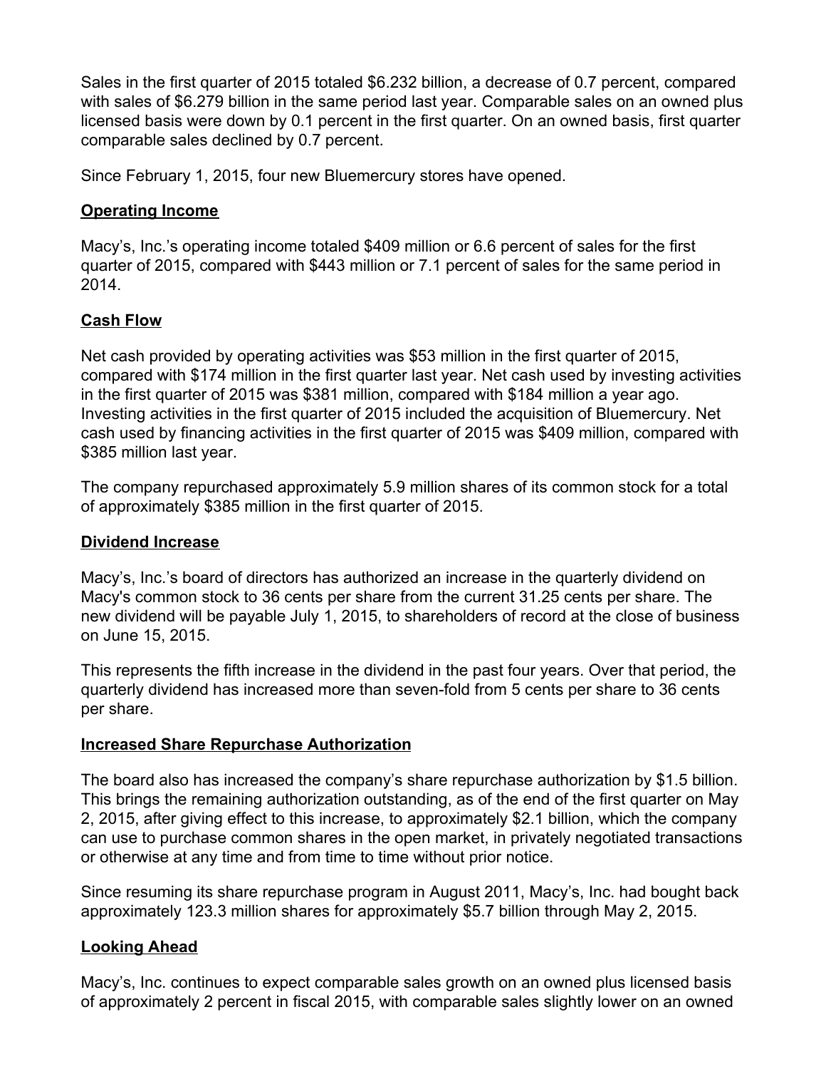Sales in the first quarter of 2015 totaled $6.232 billion, a decrease of 0.7 percent, compared with sales of $6.279 billion in the same period last year. Comparable sales on an owned plus licensed basis were down by 0.1 percent in the first quarter. On an owned basis, first quarter comparable sales declined by 0.7 percent.

Since February 1, 2015, four new Bluemercury stores have opened.

**Operating Income**

Macy's, Inc.'s operating income totaled $409 million or 6.6 percent of sales for the first quarter of 2015, compared with $443 million or 7.1 percent of sales for the same period in 2014.

**Cash Flow**

Net cash provided by operating activities was $53 million in the first quarter of 2015, compared with $174 million in the first quarter last year. Net cash used by investing activities in the first quarter of 2015 was $381 million, compared with $184 million a year ago. Investing activities in the first quarter of 2015 included the acquisition of Bluemercury. Net cash used by financing activities in the first quarter of 2015 was $409 million, compared with $385 million last year.

The company repurchased approximately 5.9 million shares of its common stock for a total of approximately $385 million in the first quarter of 2015.

**Dividend Increase**

Macy's, Inc.'s board of directors has authorized an increase in the quarterly dividend on Macy's common stock to 36 cents per share from the current 31.25 cents per share. The new dividend will be payable July 1, 2015, to shareholders of record at the close of business on June 15, 2015.

This represents the fifth increase in the dividend in the past four years. Over that period, the quarterly dividend has increased more than seven-fold from 5 cents per share to 36 cents per share.

**Increased Share Repurchase Authorization**

The board also has increased the company's share repurchase authorization by $1.5 billion. This brings the remaining authorization outstanding, as of the end of the first quarter on May 2, 2015, after giving effect to this increase, to approximately $2.1 billion, which the company can use to purchase common shares in the open market, in privately negotiated transactions or otherwise at any time and from time to time without prior notice.

Since resuming its share repurchase program in August 2011, Macy's, Inc. had bought back approximately 123.3 million shares for approximately $5.7 billion through May 2, 2015.

**Looking Ahead**

Macy's, Inc. continues to expect comparable sales growth on an owned plus licensed basis of approximately 2 percent in fiscal 2015, with comparable sales slightly lower on an owned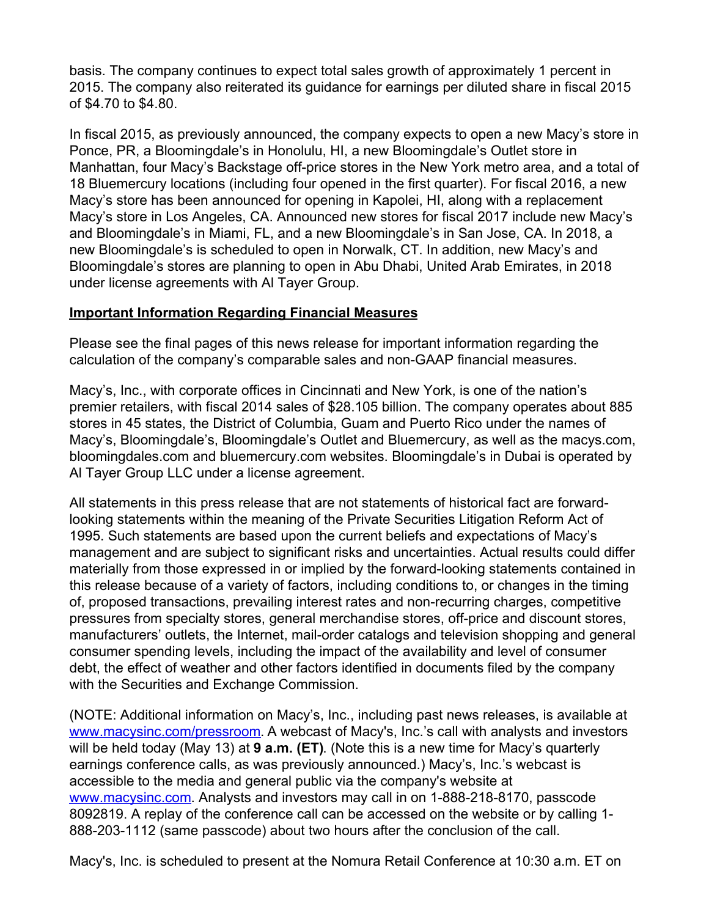basis. The company continues to expect total sales growth of approximately 1 percent in 2015. The company also reiterated its guidance for earnings per diluted share in fiscal 2015 of $4.70 to $4.80.

In fiscal 2015, as previously announced, the company expects to open a new Macy's store in Ponce, PR, a Bloomingdale's in Honolulu, HI, a new Bloomingdale's Outlet store in Manhattan, four Macy's Backstage off-price stores in the New York metro area, and a total of 18 Bluemercury locations (including four opened in the first quarter). For fiscal 2016, a new Macy's store has been announced for opening in Kapolei, HI, along with a replacement Macy's store in Los Angeles, CA. Announced new stores for fiscal 2017 include new Macy's and Bloomingdale's in Miami, FL, and a new Bloomingdale's in San Jose, CA. In 2018, a new Bloomingdale's is scheduled to open in Norwalk, CT. In addition, new Macy's and Bloomingdale's stores are planning to open in Abu Dhabi, United Arab Emirates, in 2018 under license agreements with Al Tayer Group.

**Important Information Regarding Financial Measures**

Please see the final pages of this news release for important information regarding the calculation of the company's comparable sales and non-GAAP financial measures.

Macy's, Inc., with corporate offices in Cincinnati and New York, is one of the nation's premier retailers, with fiscal 2014 sales of $28.105 billion. The company operates about 885 stores in 45 states, the District of Columbia, Guam and Puerto Rico under the names of Macy's, Bloomingdale's, Bloomingdale's Outlet and Bluemercury, as well as the macys.com, bloomingdales.com and bluemercury.com websites. Bloomingdale's in Dubai is operated by Al Tayer Group LLC under a license agreement.

All statements in this press release that are not statements of historical fact are forward-looking statements within the meaning of the Private Securities Litigation Reform Act of 1995. Such statements are based upon the current beliefs and expectations of Macy's management and are subject to significant risks and uncertainties. Actual results could differ materially from those expressed in or implied by the forward-looking statements contained in this release because of a variety of factors, including conditions to, or changes in the timing of, proposed transactions, prevailing interest rates and non-recurring charges, competitive pressures from specialty stores, general merchandise stores, off-price and discount stores, manufacturers' outlets, the Internet, mail-order catalogs and television shopping and general consumer spending levels, including the impact of the availability and level of consumer debt, the effect of weather and other factors identified in documents filed by the company with the Securities and Exchange Commission.

(NOTE: Additional information on Macy's, Inc., including past news releases, is available at [www.macysinc.com/pressroom](www.macysinc.com/pressroom). A webcast of Macy's, Inc.'s call with analysts and investors will be held today (May 13) at **9 a.m. (ET)**. (Note this is a new time for Macy's quarterly earnings conference calls, as was previously announced.) Macy's, Inc.'s webcast is accessible to the media and general public via the company's website at [www.macysinc.com](www.macysinc.com). Analysts and investors may call in on 1-888-218-8170, passcode 8092819. A replay of the conference call can be accessed on the website or by calling 1-888-203-1112 (same passcode) about two hours after the conclusion of the call.

Macy's, Inc. is scheduled to present at the Nomura Retail Conference at 10:30 a.m. ET on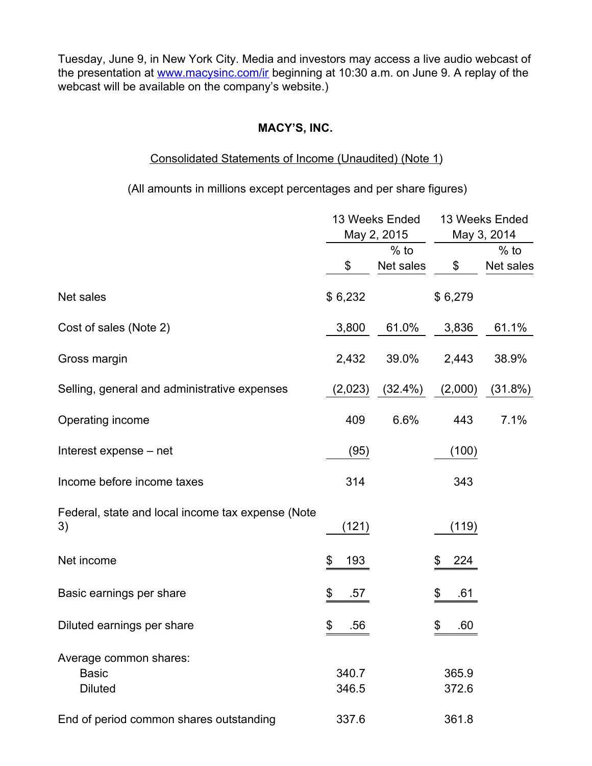Tuesday, June 9, in New York City. Media and investors may access a live audio webcast of the presentation at www.macysinc.com/ir beginning at 10:30 a.m. on June 9. A replay of the webcast will be available on the company's website.)

**MACY'S, INC.**

Consolidated Statements of Income (Unaudited) (Note 1)

(All amounts in millions except percentages and per share figures)

| | 13 Weeks Ended May 2, 2015 | | 13 Weeks Ended May 3, 2014 | |
|---|---|---|---|---|
| | $ | % to Net sales | $ | % to Net sales |
| Net sales | $ 6,232 | | $ 6,279 | |
| Cost of sales (Note 2) | 3,800 | 61.0% | 3,836 | 61.1% |
| Gross margin | 2,432 | 39.0% | 2,443 | 38.9% |
| Selling, general and administrative expenses | (2,023) | (32.4%) | (2,000) | (31.8%) |
| Operating income | 409 | 6.6% | 443 | 7.1% |
| Interest expense – net | (95) | | (100) | |
| Income before income taxes | 314 | | 343 | |
| Federal, state and local income tax expense (Note 3) | (121) | | (119) | |
| Net income | $ 193 | | $ 224 | |
| Basic earnings per share | $ .57 | | $ .61 | |
| Diluted earnings per share | $ .56 | | $ .60 | |
| Average common shares: | | | | |
| Basic | 340.7 | | 365.9 | |
| Diluted | 346.5 | | 372.6 | |
| End of period common shares outstanding | 337.6 | | 361.8 | |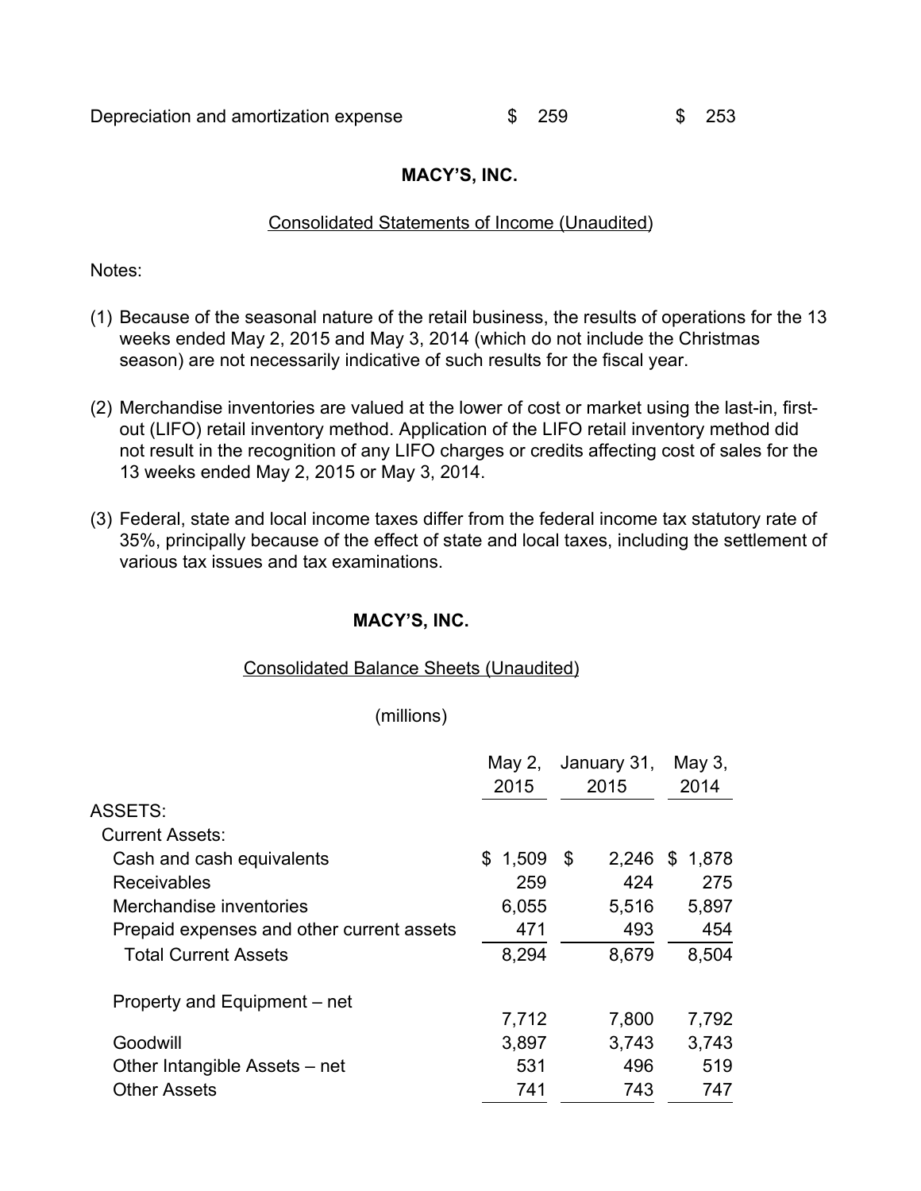| Depreciation and amortization expense | $ 259 | $ 253 |
|---|---|---|

**MACY'S, INC.**

Consolidated Statements of Income (Unaudited)

Notes:

(1) Because of the seasonal nature of the retail business, the results of operations for the 13 weeks ended May 2, 2015 and May 3, 2014 (which do not include the Christmas season) are not necessarily indicative of such results for the fiscal year.

(2) Merchandise inventories are valued at the lower of cost or market using the last-in, first-out (LIFO) retail inventory method. Application of the LIFO retail inventory method did not result in the recognition of any LIFO charges or credits affecting cost of sales for the 13 weeks ended May 2, 2015 or May 3, 2014.

(3) Federal, state and local income taxes differ from the federal income tax statutory rate of 35%, principally because of the effect of state and local taxes, including the settlement of various tax issues and tax examinations.

**MACY'S, INC.**

Consolidated Balance Sheets (Unaudited)

(millions)

| | May 2, 2015 | January 31, 2015 | May 3, 2014 |
|---|---|---|---|
| ASSETS: | | | |
| Current Assets: | | | |
| Cash and cash equivalents | $ 1,509 | $ 2,246 | $ 1,878 |
| Receivables | 259 | 424 | 275 |
| Merchandise inventories | 6,055 | 5,516 | 5,897 |
| Prepaid expenses and other current assets | 471 | 493 | 454 |
| Total Current Assets | 8,294 | 8,679 | 8,504 |
| Property and Equipment – net | 7,712 | 7,800 | 7,792 |
| Goodwill | 3,897 | 3,743 | 3,743 |
| Other Intangible Assets – net | 531 | 496 | 519 |
| Other Assets | 741 | 743 | 747 |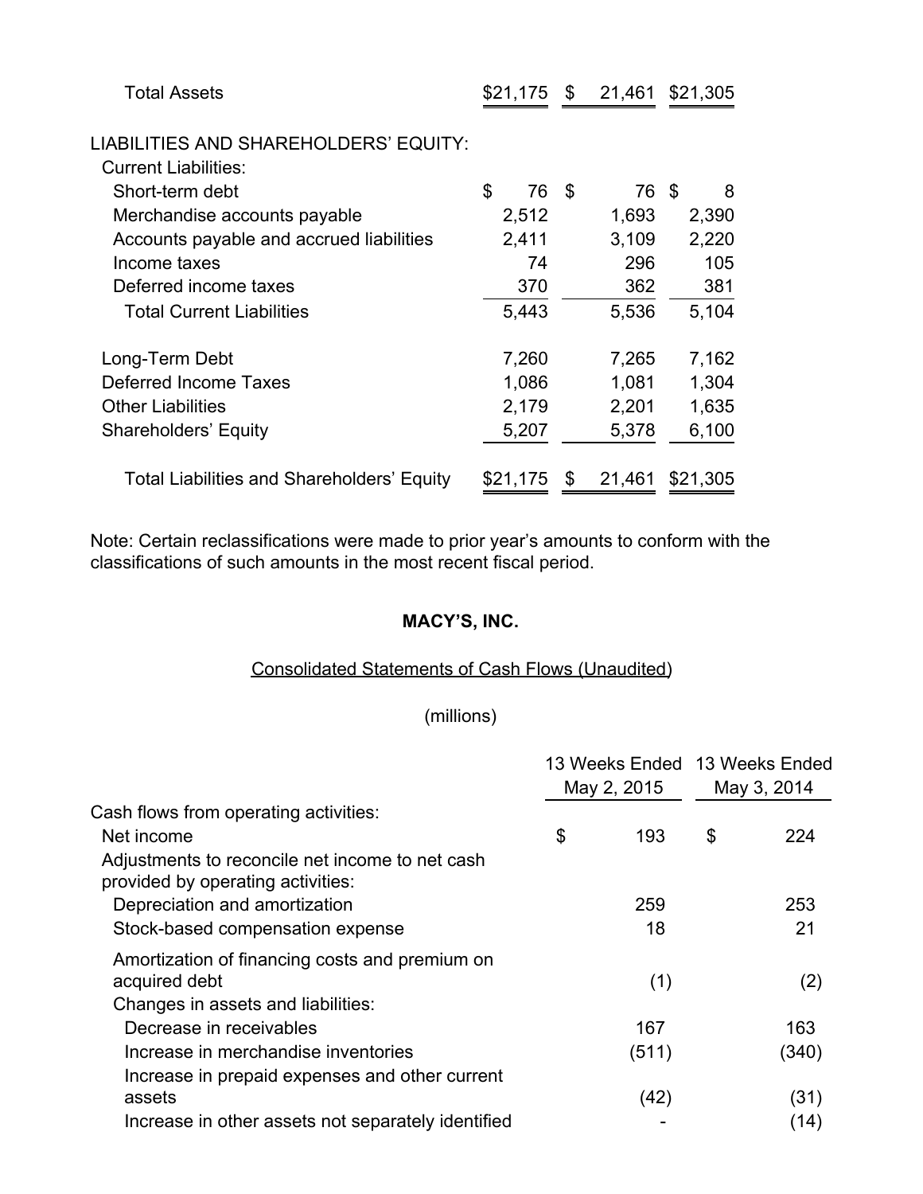| | | | |
|---|---|---|---|
| Total Assets | $21,175 | $ 21,461 | $21,305 |
| | | | |
| LIABILITIES AND SHAREHOLDERS' EQUITY: | | | |
| Current Liabilities: | | | |
| Short-term debt | $ 76 | $ 76 | $ 8 |
| Merchandise accounts payable | 2,512 | 1,693 | 2,390 |
| Accounts payable and accrued liabilities | 2,411 | 3,109 | 2,220 |
| Income taxes | 74 | 296 | 105 |
| Deferred income taxes | 370 | 362 | 381 |
| Total Current Liabilities | 5,443 | 5,536 | 5,104 |
| | | | |
| Long-Term Debt | 7,260 | 7,265 | 7,162 |
| Deferred Income Taxes | 1,086 | 1,081 | 1,304 |
| Other Liabilities | 2,179 | 2,201 | 1,635 |
| Shareholders' Equity | 5,207 | 5,378 | 6,100 |
| | | | |
| Total Liabilities and Shareholders' Equity | $21,175 | $ 21,461 | $21,305 |

Note: Certain reclassifications were made to prior year's amounts to conform with the classifications of such amounts in the most recent fiscal period.

**MACY'S, INC.**

Consolidated Statements of Cash Flows (Unaudited)

(millions)

| | 13 Weeks Ended May 2, 2015 | 13 Weeks Ended May 3, 2014 |
|---|---|---|
| Cash flows from operating activities: | | |
| Net income | $ 193 | $ 224 |
| Adjustments to reconcile net income to net cash provided by operating activities: | | |
| Depreciation and amortization | 259 | 253 |
| Stock-based compensation expense | 18 | 21 |
| Amortization of financing costs and premium on acquired debt | (1) | (2) |
| Changes in assets and liabilities: | | |
| Decrease in receivables | 167 | 163 |
| Increase in merchandise inventories | (511) | (340) |
| Increase in prepaid expenses and other current assets | (42) | (31) |
| Increase in other assets not separately identified | - | (14) |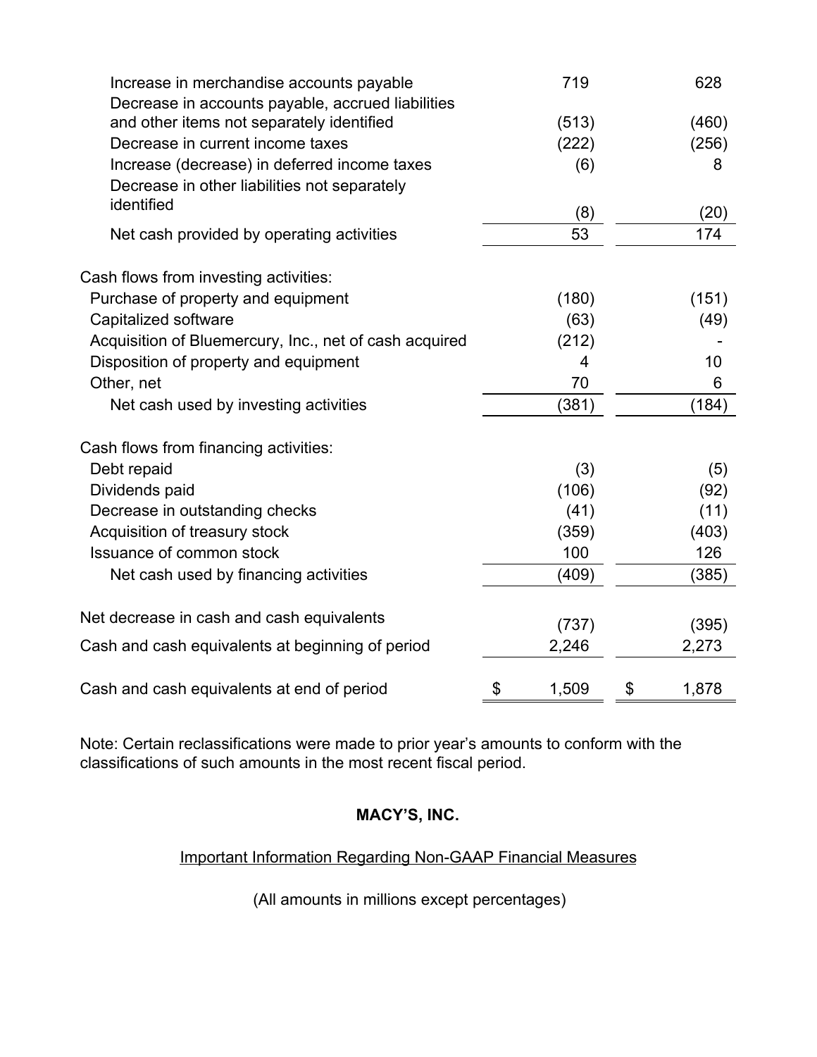| | | |
|---|---|---|
| Increase in merchandise accounts payable | 719 | 628 |
| Decrease in accounts payable, accrued liabilities and other items not separately identified | (513) | (460) |
| Decrease in current income taxes | (222) | (256) |
| Increase (decrease) in deferred income taxes | (6) | 8 |
| Decrease in other liabilities not separately identified | (8) | (20) |
| Net cash provided by operating activities | 53 | 174 |
| | | |
| Cash flows from investing activities: | | |
| Purchase of property and equipment | (180) | (151) |
| Capitalized software | (63) | (49) |
| Acquisition of Bluemercury, Inc., net of cash acquired | (212) | - |
| Disposition of property and equipment | 4 | 10 |
| Other, net | 70 | 6 |
| Net cash used by investing activities | (381) | (184) |
| | | |
| Cash flows from financing activities: | | |
| Debt repaid | (3) | (5) |
| Dividends paid | (106) | (92) |
| Decrease in outstanding checks | (41) | (11) |
| Acquisition of treasury stock | (359) | (403) |
| Issuance of common stock | 100 | 126 |
| Net cash used by financing activities | (409) | (385) |
| | | |
| Net decrease in cash and cash equivalents | (737) | (395) |
| Cash and cash equivalents at beginning of period | 2,246 | 2,273 |
| | | |
| Cash and cash equivalents at end of period | $ 1,509 | $ 1,878 |

Note: Certain reclassifications were made to prior year's amounts to conform with the classifications of such amounts in the most recent fiscal period.

**MACY'S, INC.**

Important Information Regarding Non-GAAP Financial Measures

(All amounts in millions except percentages)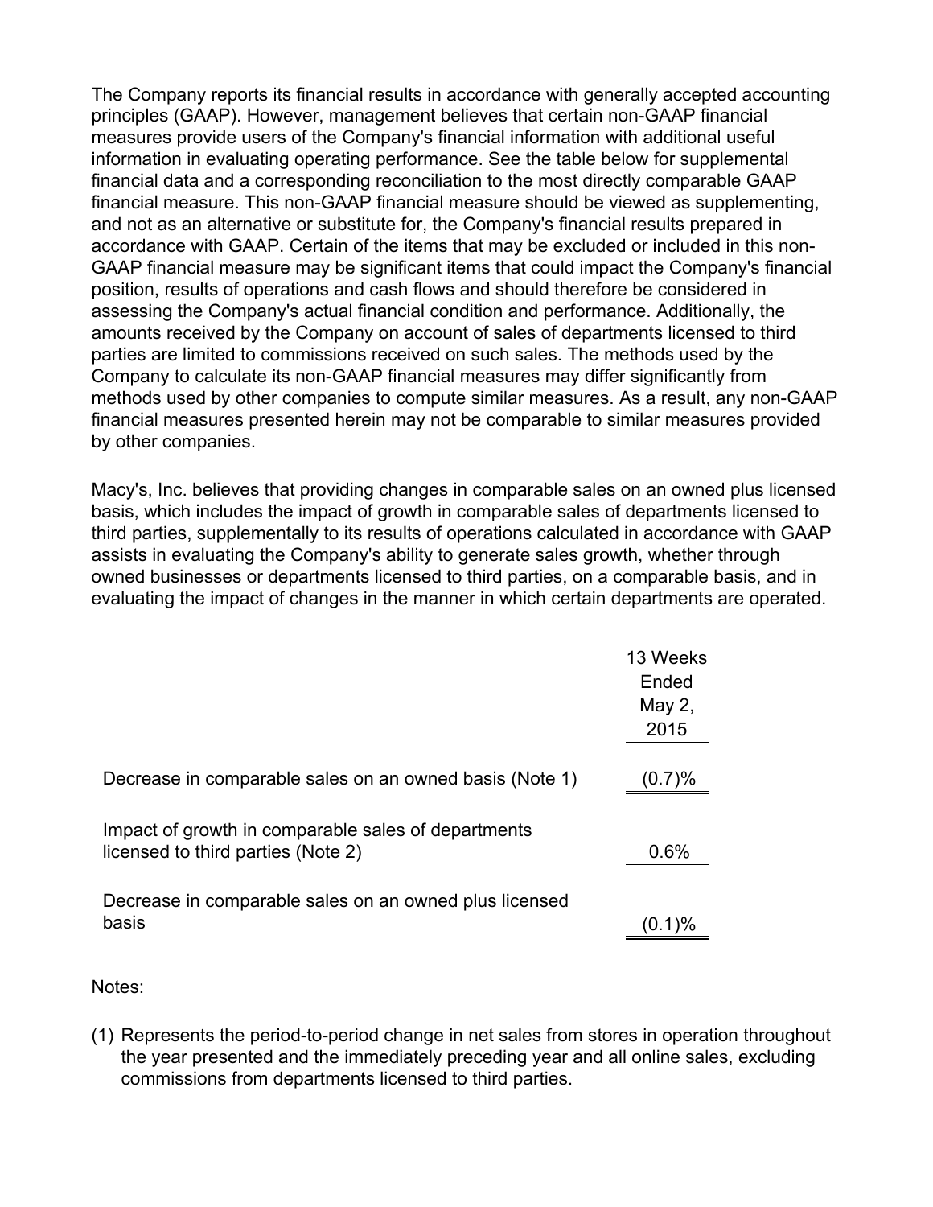The Company reports its financial results in accordance with generally accepted accounting principles (GAAP). However, management believes that certain non-GAAP financial measures provide users of the Company's financial information with additional useful information in evaluating operating performance. See the table below for supplemental financial data and a corresponding reconciliation to the most directly comparable GAAP financial measure. This non-GAAP financial measure should be viewed as supplementing, and not as an alternative or substitute for, the Company's financial results prepared in accordance with GAAP. Certain of the items that may be excluded or included in this non-GAAP financial measure may be significant items that could impact the Company's financial position, results of operations and cash flows and should therefore be considered in assessing the Company's actual financial condition and performance. Additionally, the amounts received by the Company on account of sales of departments licensed to third parties are limited to commissions received on such sales. The methods used by the Company to calculate its non-GAAP financial measures may differ significantly from methods used by other companies to compute similar measures. As a result, any non-GAAP financial measures presented herein may not be comparable to similar measures provided by other companies.

Macy's, Inc. believes that providing changes in comparable sales on an owned plus licensed basis, which includes the impact of growth in comparable sales of departments licensed to third parties, supplementally to its results of operations calculated in accordance with GAAP assists in evaluating the Company's ability to generate sales growth, whether through owned businesses or departments licensed to third parties, on a comparable basis, and in evaluating the impact of changes in the manner in which certain departments are operated.

| | 13 Weeks Ended May 2, 2015 |
|---|---|
| Decrease in comparable sales on an owned basis (Note 1) | (0.7)% |
| Impact of growth in comparable sales of departments licensed to third parties (Note 2) | 0.6% |
| Decrease in comparable sales on an owned plus licensed basis | (0.1)% |

Notes:

(1) Represents the period-to-period change in net sales from stores in operation throughout the year presented and the immediately preceding year and all online sales, excluding commissions from departments licensed to third parties.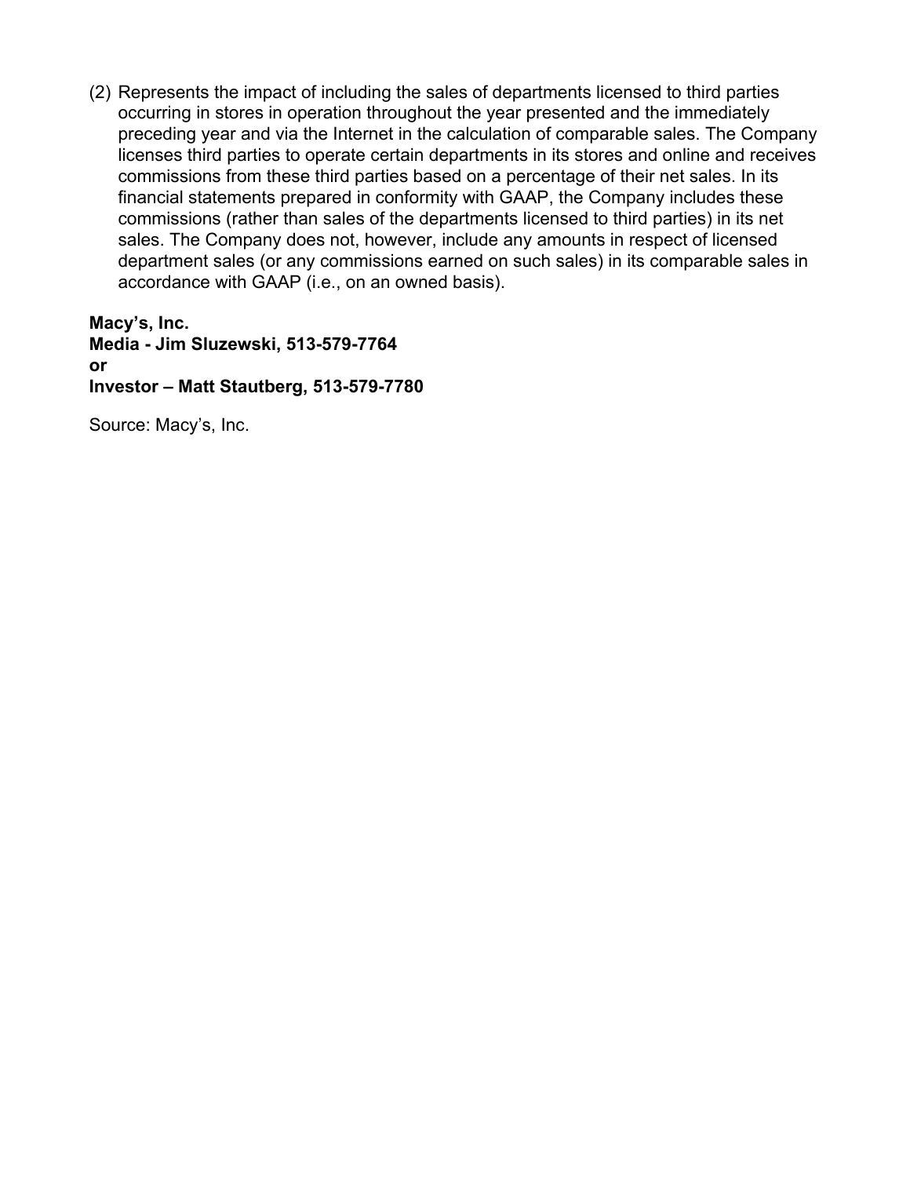(2) Represents the impact of including the sales of departments licensed to third parties occurring in stores in operation throughout the year presented and the immediately preceding year and via the Internet in the calculation of comparable sales. The Company licenses third parties to operate certain departments in its stores and online and receives commissions from these third parties based on a percentage of their net sales. In its financial statements prepared in conformity with GAAP, the Company includes these commissions (rather than sales of the departments licensed to third parties) in its net sales. The Company does not, however, include any amounts in respect of licensed department sales (or any commissions earned on such sales) in its comparable sales in accordance with GAAP (i.e., on an owned basis).

**Macy's, Inc.**
**Media - Jim Sluzewski, 513-579-7764**
**or**
**Investor – Matt Stautberg, 513-579-7780**

Source: Macy's, Inc.